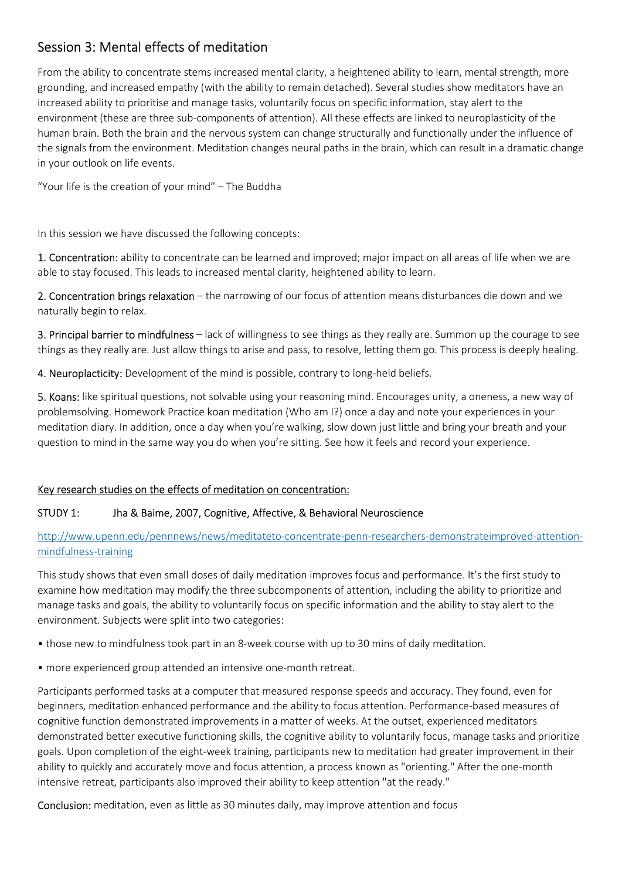# Session 3: Mental effects of meditation

From the ability to concentrate stems increased mental clarity, a heightened ability to learn, mental strength, more grounding, and increased empathy (with the ability to remain detached). Several studies show meditators have an increased ability to prioritise and manage tasks, voluntarily focus on specific information, stay alert to the environment (these are three sub-components of attention). All these effects are linked to neuroplasticity of the human brain. Both the brain and the nervous system can change structurally and functionally under the influence of the signals from the environment. Meditation changes neural paths in the brain, which can result in a dramatic change in your outlook on life events.

"Your life is the creation of your mind" – The Buddha

In this session we have discussed the following concepts:

1. Concentration: ability to concentrate can be learned and improved; major impact on all areas of life when we are able to stay focused. This leads to increased mental clarity, heightened ability to learn.

2. Concentration brings relaxation – the narrowing of our focus of attention means disturbances die down and we naturally begin to relax.

3. Principal barrier to mindfulness – lack of willingness to see things as they really are. Summon up the courage to see things as they really are. Just allow things to arise and pass, to resolve, letting them go. This process is deeply healing.

4. Neuroplacticity: Development of the mind is possible, contrary to long-held beliefs.

5. Koans: like spiritual questions, not solvable using your reasoning mind. Encourages unity, a oneness, a new way of problemsolving. Homework Practice koan meditation (Who am I?) once a day and note your experiences in your meditation diary. In addition, once a day when you're walking, slow down just little and bring your breath and your question to mind in the same way you do when you're sitting. See how it feels and record your experience.

## Key research studies on the effects of meditation on concentration:

### STUDY 1: Jha & Baime, 2007, Cognitive, Affective, & Behavioral Neuroscience

http://www.upenn.edu/pennnews/news/meditateto-concentrate-penn-researchers-demonstrateimproved-attention-mindfulness-training

This study shows that even small doses of daily meditation improves focus and performance. It's the first study to examine how meditation may modify the three subcomponents of attention, including the ability to prioritize and manage tasks and goals, the ability to voluntarily focus on specific information and the ability to stay alert to the environment. Subjects were split into two categories:

- those new to mindfulness took part in an 8-week course with up to 30 mins of daily meditation.
- more experienced group attended an intensive one-month retreat.

Participants performed tasks at a computer that measured response speeds and accuracy. They found, even for beginners, meditation enhanced performance and the ability to focus attention. Performance-based measures of cognitive function demonstrated improvements in a matter of weeks. At the outset, experienced meditators demonstrated better executive functioning skills, the cognitive ability to voluntarily focus, manage tasks and prioritize goals. Upon completion of the eight-week training, participants new to meditation had greater improvement in their ability to quickly and accurately move and focus attention, a process known as "orienting." After the one-month intensive retreat, participants also improved their ability to keep attention "at the ready."

Conclusion: meditation, even as little as 30 minutes daily, may improve attention and focus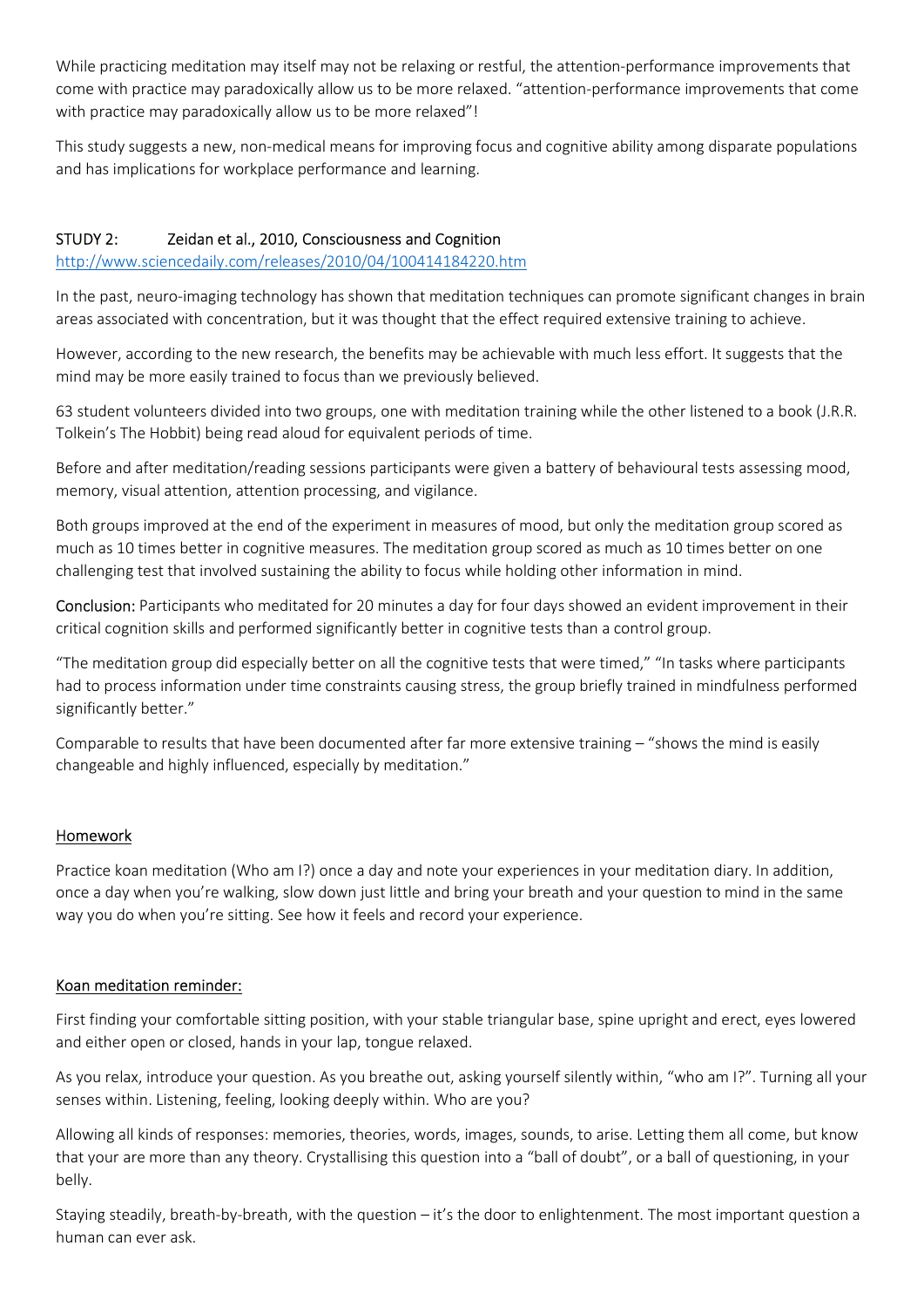While practicing meditation may itself may not be relaxing or restful, the attention-performance improvements that come with practice may paradoxically allow us to be more relaxed. "attention-performance improvements that come with practice may paradoxically allow us to be more relaxed"!

This study suggests a new, non-medical means for improving focus and cognitive ability among disparate populations and has implications for workplace performance and learning.

## STUDY 2: Zeidan et al., 2010, Consciousness and Cognition

http://www.sciencedaily.com/releases/2010/04/100414184220.htm

In the past, neuro-imaging technology has shown that meditation techniques can promote significant changes in brain areas associated with concentration, but it was thought that the effect required extensive training to achieve.

However, according to the new research, the benefits may be achievable with much less effort. It suggests that the mind may be more easily trained to focus than we previously believed.

63 student volunteers divided into two groups, one with meditation training while the other listened to a book (J.R.R. Tolkein's The Hobbit) being read aloud for equivalent periods of time.

Before and after meditation/reading sessions participants were given a battery of behavioural tests assessing mood, memory, visual attention, attention processing, and vigilance.

Both groups improved at the end of the experiment in measures of mood, but only the meditation group scored as much as 10 times better in cognitive measures. The meditation group scored as much as 10 times better on one challenging test that involved sustaining the ability to focus while holding other information in mind.

**Conclusion:** Participants who meditated for 20 minutes a day for four days showed an evident improvement in their critical cognition skills and performed significantly better in cognitive tests than a control group.

"The meditation group did especially better on all the cognitive tests that were timed," "In tasks where participants had to process information under time constraints causing stress, the group briefly trained in mindfulness performed significantly better."

Comparable to results that have been documented after far more extensive training – "shows the mind is easily changeable and highly influenced, especially by meditation."

## Homework

Practice koan meditation (Who am I?) once a day and note your experiences in your meditation diary. In addition, once a day when you're walking, slow down just little and bring your breath and your question to mind in the same way you do when you're sitting. See how it feels and record your experience.

## Koan meditation reminder:

First finding your comfortable sitting position, with your stable triangular base, spine upright and erect, eyes lowered and either open or closed, hands in your lap, tongue relaxed.

As you relax, introduce your question. As you breathe out, asking yourself silently within, "who am I?". Turning all your senses within. Listening, feeling, looking deeply within. Who are you?

Allowing all kinds of responses: memories, theories, words, images, sounds, to arise. Letting them all come, but know that your are more than any theory. Crystallising this question into a "ball of doubt", or a ball of questioning, in your belly.

Staying steadily, breath-by-breath, with the question – it's the door to enlightenment. The most important question a human can ever ask.